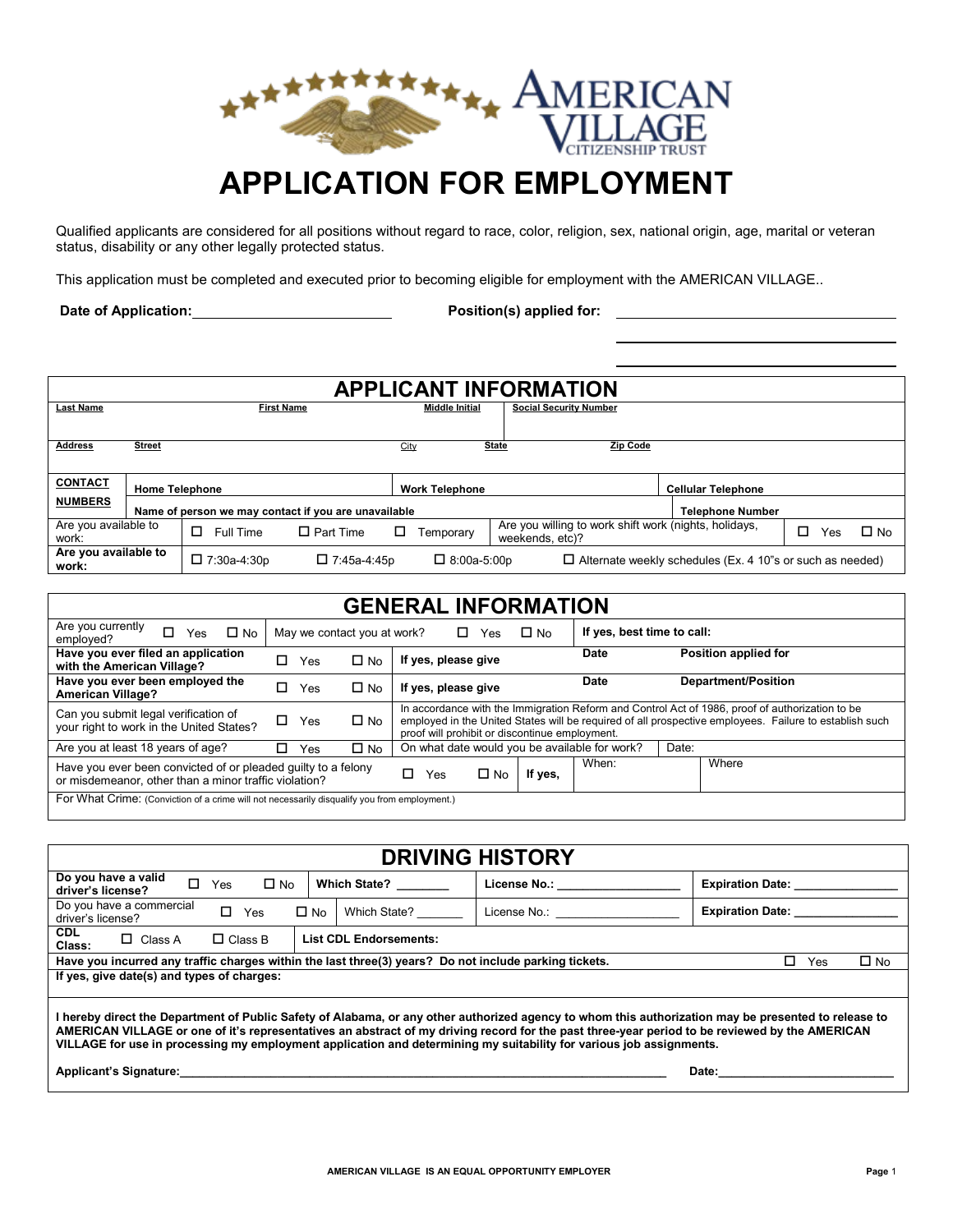AMERICAN VILLAGE CITIZENSHIP TRUST

# APPLICATION FOR EMPLOYMENT

Qualified applicants are considered for all positions without regard to race, color, religion, sex, national origin, age, marital or veteran status, disability or any other legally protected status.

This application must be completed and executed prior to becoming eligible for employment with the AMERICAN VILLAGE..

**Date of Application:**\_\_\_\_\_\_\_\_\_\_\_\_\_\_\_\_\_\_\_\_\_\_\_\_ **Position(s) applied for:** \_\_\_\_\_\_\_\_\_\_\_\_\_\_\_\_\_\_\_\_\_\_\_\_

## APPLICANT INFORMATION

| Last Name | First Name | Middle Initial | Social Security Number |
|---|---|---|---|
| | | | |

| Address | Street | City | State | Zip Code |
|---|---|---|---|---|
| | | | | |

| CONTACT NUMBERS | Home Telephone | Work Telephone | Cellular Telephone |
|---|---|---|---|
| | Name of person we may contact if you are unavailable | | Telephone Number |

| Are you available to work: | ☐ Full Time | ☐ Part Time | ☐ Temporary | Are you willing to work shift work (nights, holidays, weekends, etc)? | ☐ Yes ☐ No |
|---|---|---|---|---|---|
| **Are you available to work:** | ☐ 7:30a-4:30p | ☐ 7:45a-4:45p | ☐ 8:00a-5:00p | ☐ Alternate weekly schedules (Ex. 4 10"s or such as needed) | |

## GENERAL INFORMATION

| Question | Yes | No | | | |
|---|---|---|---|---|---|
| Are you currently employed? | ☐ Yes | ☐ No | May we contact you at work? ☐ Yes ☐ No | **If yes, best time to call:** | |
| **Have you ever filed an application with the American Village?** | ☐ Yes | ☐ No | **If yes, please give** | **Date** | **Position applied for** |
| **Have you ever been employed the American Village?** | ☐ Yes | ☐ No | **If yes, please give** | **Date** | **Department/Position** |
| Can you submit legal verification of your right to work in the United States? | ☐ Yes | ☐ No | In accordance with the Immigration Reform and Control Act of 1986, proof of authorization to be employed in the United States will be required of all prospective employees. Failure to establish such proof will prohibit or discontinue employment. | | |
| Are you at least 18 years of age? | ☐ Yes | ☐ No | On what date would you be available for work? | Date: | |
| Have you ever been convicted of or pleaded guilty to a felony or misdemeanor, other than a minor traffic violation? | ☐ Yes | ☐ No | **If yes,** | When: | Where |

For What Crime: (Conviction of a crime will not necessarily disqualify you from employment.)

## DRIVING HISTORY

| | | | | |
|---|---|---|---|---|
| **Do you have a valid driver's license?** | ☐ Yes ☐ No | **Which State?** \_\_\_\_\_\_\_ | **License No.:** \_\_\_\_\_\_\_\_\_\_\_\_\_\_\_\_\_\_ | **Expiration Date:** \_\_\_\_\_\_\_\_\_\_\_\_\_\_\_ |
| Do you have a commercial driver's license? | ☐ Yes ☐ No | Which State? \_\_\_\_\_\_\_ | License No.: \_\_\_\_\_\_\_\_\_\_\_\_\_\_\_\_\_\_ | **Expiration Date:** \_\_\_\_\_\_\_\_\_\_\_\_\_\_\_ |
| **CDL Class:** | ☐ Class A ☐ Class B | **List CDL Endorsements:** | | |

**Have you incurred any traffic charges within the last three(3) years? Do not include parking tickets.** ☐ Yes ☐ No

**If yes, give date(s) and types of charges:**

**I hereby direct the Department of Public Safety of Alabama, or any other authorized agency to whom this authorization may be presented to release to AMERICAN VILLAGE or one of it's representatives an abstract of my driving record for the past three-year period to be reviewed by the AMERICAN VILLAGE for use in processing my employment application and determining my suitability for various job assignments.**

**Applicant's Signature:**\_\_\_\_\_\_\_\_\_\_\_\_\_\_\_\_\_\_\_\_\_\_\_\_\_\_\_\_\_\_\_\_\_\_\_\_\_\_\_\_ **Date:**\_\_\_\_\_\_\_\_\_\_\_\_\_\_\_\_\_\_\_\_\_\_\_\_

AMERICAN VILLAGE IS AN EQUAL OPPORTUNITY EMPLOYER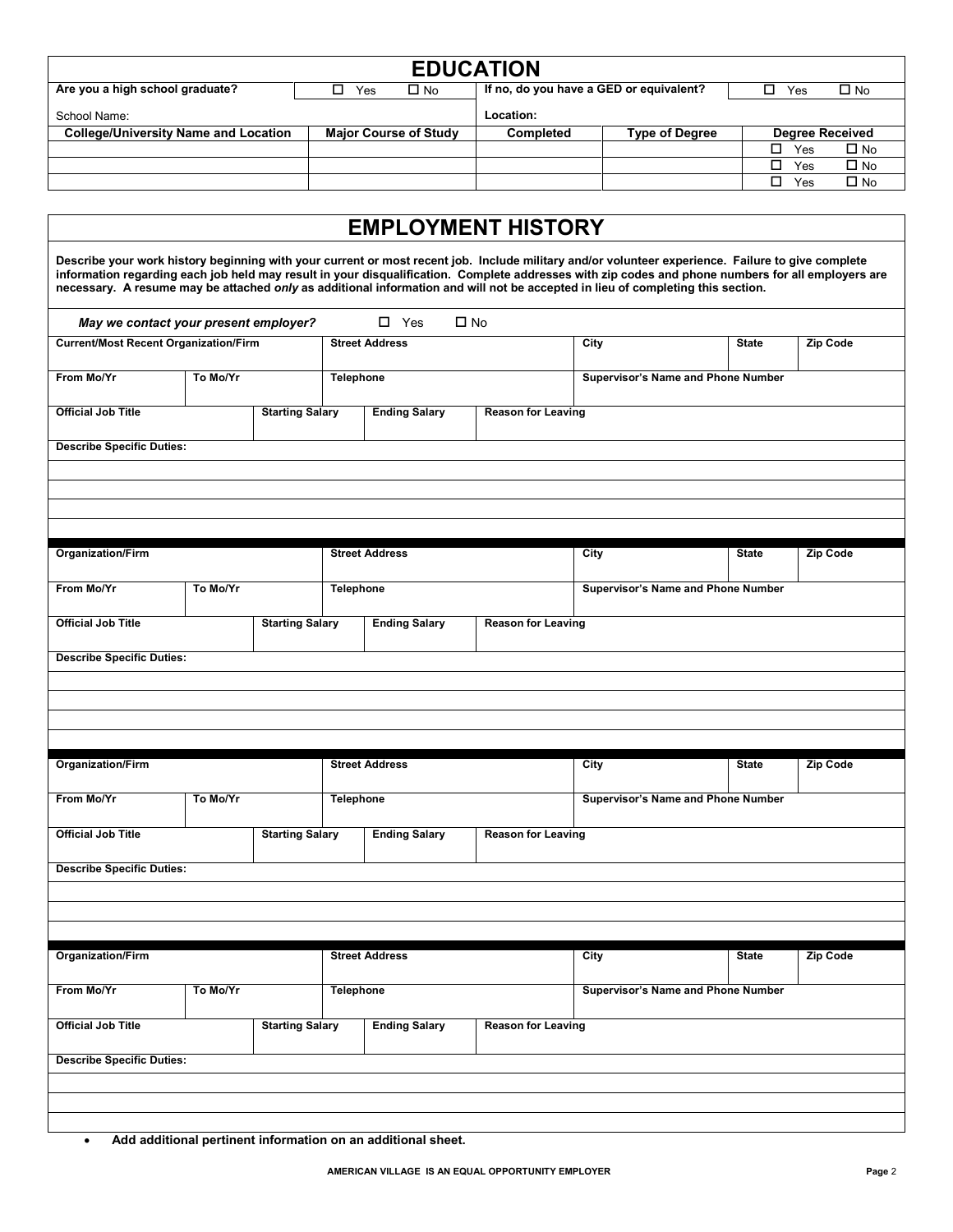## EDUCATION

| Are you a high school graduate? | ☐ Yes ☐ No | If no, do you have a GED or equivalent? | | ☐ Yes ☐ No |
|---|---|---|---|---|
| School Name: | | Location: | | |
| **College/University Name and Location** | **Major Course of Study** | **Completed** | **Type of Degree** | **Degree Received** |
| | | | | ☐ Yes ☐ No |
| | | | | ☐ Yes ☐ No |
| | | | | ☐ Yes ☐ No |

## EMPLOYMENT HISTORY

**Describe your work history beginning with your current or most recent job. Include military and/or volunteer experience. Failure to give complete information regarding each job held may result in your disqualification. Complete addresses with zip codes and phone numbers for all employers are necessary. A resume may be attached *only* as additional information and will not be accepted in lieu of completing this section.**

***May we contact your present employer?*** ☐ Yes ☐ No

| Current/Most Recent Organization/Firm | | | Street Address | | City | State | Zip Code |
|---|---|---|---|---|---|---|---|
| **From Mo/Yr** | **To Mo/Yr** | | **Telephone** | | **Supervisor's Name and Phone Number** | | |
| **Official Job Title** | | **Starting Salary** | **Ending Salary** | **Reason for Leaving** | | | |
| **Describe Specific Duties:** | | | | | | | |

| Organization/Firm | | | Street Address | | City | State | Zip Code |
|---|---|---|---|---|---|---|---|
| **From Mo/Yr** | **To Mo/Yr** | | **Telephone** | | **Supervisor's Name and Phone Number** | | |
| **Official Job Title** | | **Starting Salary** | **Ending Salary** | **Reason for Leaving** | | | |
| **Describe Specific Duties:** | | | | | | | |

| Organization/Firm | | | Street Address | | City | State | Zip Code |
|---|---|---|---|---|---|---|---|
| **From Mo/Yr** | **To Mo/Yr** | | **Telephone** | | **Supervisor's Name and Phone Number** | | |
| **Official Job Title** | | **Starting Salary** | **Ending Salary** | **Reason for Leaving** | | | |
| **Describe Specific Duties:** | | | | | | | |

| Organization/Firm | | | Street Address | | City | State | Zip Code |
|---|---|---|---|---|---|---|---|
| **From Mo/Yr** | **To Mo/Yr** | | **Telephone** | | **Supervisor's Name and Phone Number** | | |
| **Official Job Title** | | **Starting Salary** | **Ending Salary** | **Reason for Leaving** | | | |
| **Describe Specific Duties:** | | | | | | | |

- **Add additional pertinent information on an additional sheet.**

**AMERICAN VILLAGE IS AN EQUAL OPPORTUNITY EMPLOYER**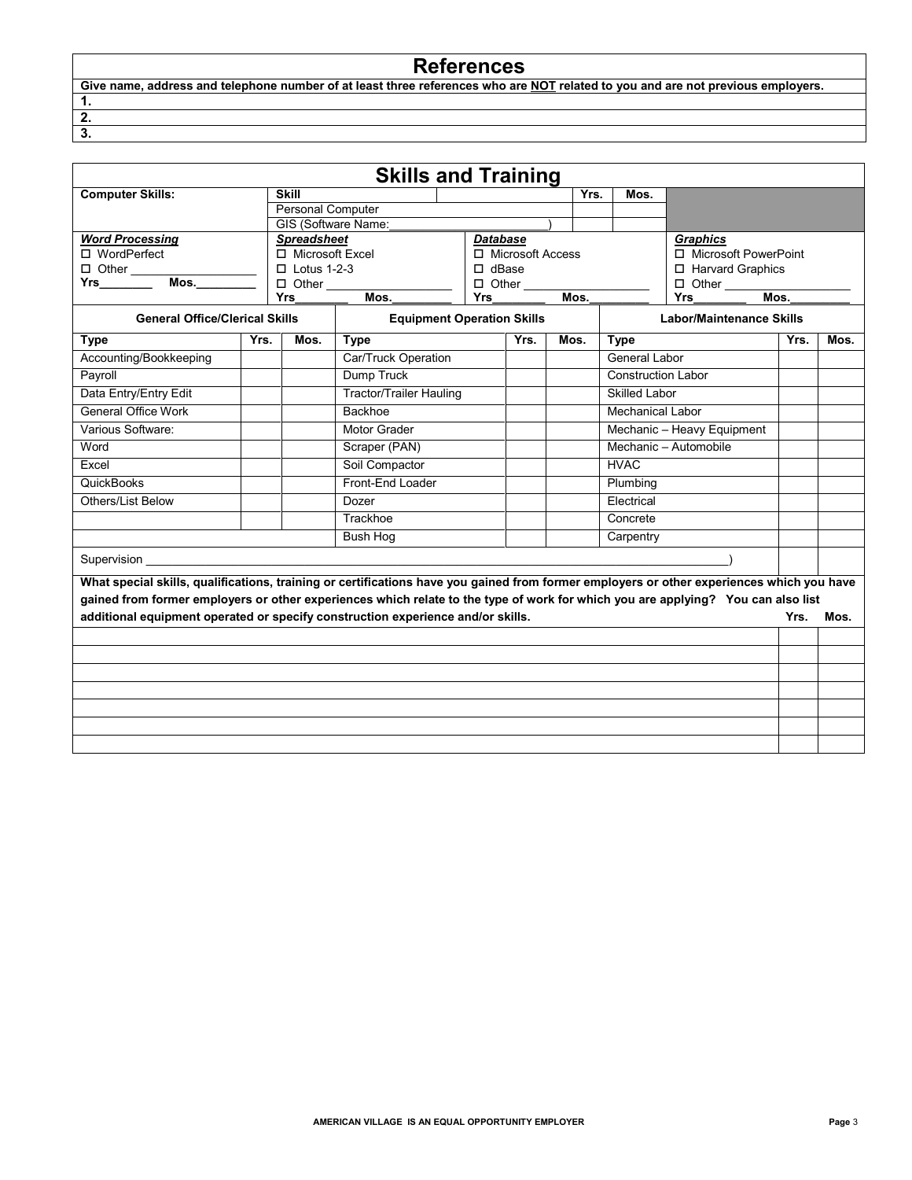## References

**Give name, address and telephone number of at least three references who are NOT related to you and are not previous employers.**

**1.**

**2.**

**3.**

## Skills and Training

| Computer Skills: | Skill | Yrs. | Mos. |
|---|---|---|---|
| | Personal Computer | | |
| | GIS (Software Name:____________________) | | |

| ***Word Processing*** | ***Spreadsheet*** | ***Database*** | ***Graphics*** |
|---|---|---|---|
| ☐ WordPerfect | ☐ Microsoft Excel | ☐ Microsoft Access | ☐ Microsoft PowerPoint |
| ☐ Other ________________ | ☐ Lotus 1-2-3 | ☐ dBase | ☐ Harvard Graphics |
| **Yrs**________ **Mos.**_________ | ☐ Other ________________ | ☐ Other ________________ | ☐ Other ________________ |
| | **Yrs**________ **Mos.**_________ | **Yrs**________ **Mos.**_________ | **Yrs**________ **Mos.**_________ |

| General Office/Clerical Skills | | | Equipment Operation Skills | | | Labor/Maintenance Skills | | |
|---|---|---|---|---|---|---|---|---|
| **Type** | **Yrs.** | **Mos.** | **Type** | **Yrs.** | **Mos.** | **Type** | **Yrs.** | **Mos.** |
| Accounting/Bookkeeping | | | Car/Truck Operation | | | General Labor | | |
| Payroll | | | Dump Truck | | | Construction Labor | | |
| Data Entry/Entry Edit | | | Tractor/Trailer Hauling | | | Skilled Labor | | |
| General Office Work | | | Backhoe | | | Mechanical Labor | | |
| Various Software: | | | Motor Grader | | | Mechanic – Heavy Equipment | | |
| Word | | | Scraper (PAN) | | | Mechanic – Automobile | | |
| Excel | | | Soil Compactor | | | HVAC | | |
| QuickBooks | | | Front-End Loader | | | Plumbing | | |
| Others/List Below | | | Dozer | | | Electrical | | |
| | | | Trackhoe | | | Concrete | | |
| | | | Bush Hog | | | Carpentry | | |

| Supervision ______________________________________________________________________________) | | |
|---|---|---|
| **What special skills, qualifications, training or certifications have you gained from former employers or other experiences which you have gained from former employers or other experiences which relate to the type of work for which you are applying? You can also list additional equipment operated or specify construction experience and/or skills.** | **Yrs.** | **Mos.** |
| | | |
| | | |
| | | |
| | | |
| | | |
| | | |
| | | |

AMERICAN VILLAGE IS AN EQUAL OPPORTUNITY EMPLOYER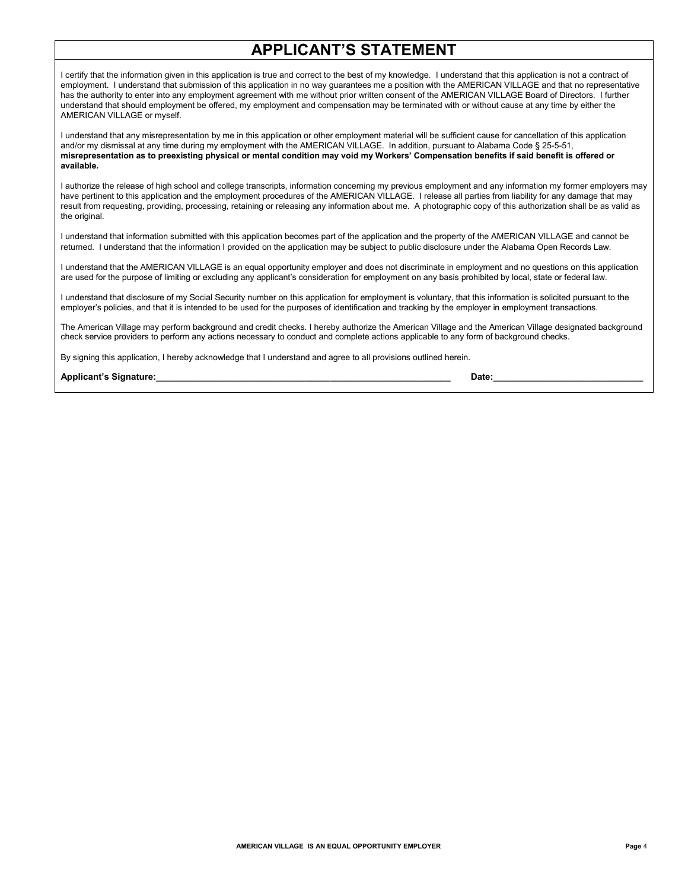# APPLICANT'S STATEMENT

I certify that the information given in this application is true and correct to the best of my knowledge. I understand that this application is not a contract of employment. I understand that submission of this application in no way guarantees me a position with the AMERICAN VILLAGE and that no representative has the authority to enter into any employment agreement with me without prior written consent of the AMERICAN VILLAGE Board of Directors. I further understand that should employment be offered, my employment and compensation may be terminated with or without cause at any time by either the AMERICAN VILLAGE or myself.

I understand that any misrepresentation by me in this application or other employment material will be sufficient cause for cancellation of this application and/or my dismissal at any time during my employment with the AMERICAN VILLAGE. In addition, pursuant to Alabama Code § 25-5-51, **misrepresentation as to preexisting physical or mental condition may void my Workers' Compensation benefits if said benefit is offered or available.**

I authorize the release of high school and college transcripts, information concerning my previous employment and any information my former employers may have pertinent to this application and the employment procedures of the AMERICAN VILLAGE. I release all parties from liability for any damage that may result from requesting, providing, processing, retaining or releasing any information about me. A photographic copy of this authorization shall be as valid as the original.

I understand that information submitted with this application becomes part of the application and the property of the AMERICAN VILLAGE and cannot be returned. I understand that the information I provided on the application may be subject to public disclosure under the Alabama Open Records Law.

I understand that the AMERICAN VILLAGE is an equal opportunity employer and does not discriminate in employment and no questions on this application are used for the purpose of limiting or excluding any applicant's consideration for employment on any basis prohibited by local, state or federal law.

I understand that disclosure of my Social Security number on this application for employment is voluntary, that this information is solicited pursuant to the employer's policies, and that it is intended to be used for the purposes of identification and tracking by the employer in employment transactions.

The American Village may perform background and credit checks. I hereby authorize the American Village and the American Village designated background check service providers to perform any actions necessary to conduct and complete actions applicable to any form of background checks.

By signing this application, I hereby acknowledge that I understand and agree to all provisions outlined herein.

**Applicant's Signature:**______________________________________________ **Date:**______________________________

**AMERICAN VILLAGE IS AN EQUAL OPPORTUNITY EMPLOYER**